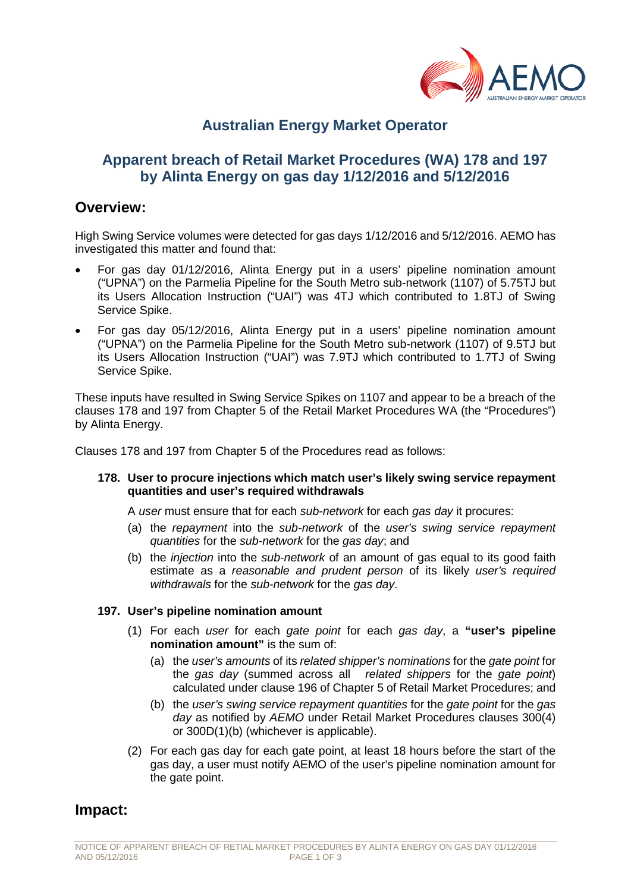# Australian Energy Market Operator

## Apparent breach of Retail Market Procedures (WA) 178 and 197 by Alinta Energy on gas day 1/12/2016 and 5/12/2016

## Overview:

High Swing Service volumes were detected for gas days 1/12/2016 and 5/12/2016. AEMO has investigated this matter and found that:

- For gas day 01/12/2016, Alinta Energy put in a users' pipeline nomination amount ("UPNA") on the Parmelia Pipeline for the South Metro sub-network (1107) of 5.75TJ but its Users Allocation Instruction ("UAI") was 4TJ which contributed to 1.8TJ of Swing Service Spike.
- For gas day 05/12/2016, Alinta Energy put in a users' pipeline nomination amount ("UPNA") on the Parmelia Pipeline for the South Metro sub-network (1107) of 9.5TJ but its Users Allocation Instruction ("UAI") was 7.9TJ which contributed to 1.7TJ of Swing Service Spike.

These inputs have resulted in Swing Service Spikes on 1107 and appear to be a breach of the clauses 178 and 197 from Chapter 5 of the Retail Market Procedures WA (the "Procedures") by Alinta Energy.

Clauses 178 and 197 from Chapter 5 of the Procedures read as follows:

**178. User to procure injections which match user's likely swing service repayment quantities and user's required withdrawals**

A *user* must ensure that for each *sub-network* for each *gas day* it procures:

(a) the *repayment* into the *sub-network* of the *user's swing service repayment quantities* for the *sub-network* for the *gas day*; and

(b) the *injection* into the *sub-network* of an amount of gas equal to its good faith estimate as a *reasonable and prudent person* of its likely *user's required withdrawals* for the *sub-network* for the *gas day*.

**197. User's pipeline nomination amount**

(1) For each *user* for each *gate point* for each *gas day*, a **"user's pipeline nomination amount"** is the sum of:

(a) the *user's amounts* of its *related shipper's nominations* for the *gate point* for the *gas day* (summed across all *related shippers* for the *gate point*) calculated under clause 196 of Chapter 5 of Retail Market Procedures; and

(b) the *user's swing service repayment quantities* for the *gate point* for the *gas day* as notified by *AEMO* under Retail Market Procedures clauses 300(4) or 300D(1)(b) (whichever is applicable).

(2) For each gas day for each gate point, at least 18 hours before the start of the gas day, a user must notify AEMO of the user's pipeline nomination amount for the gate point.

## Impact: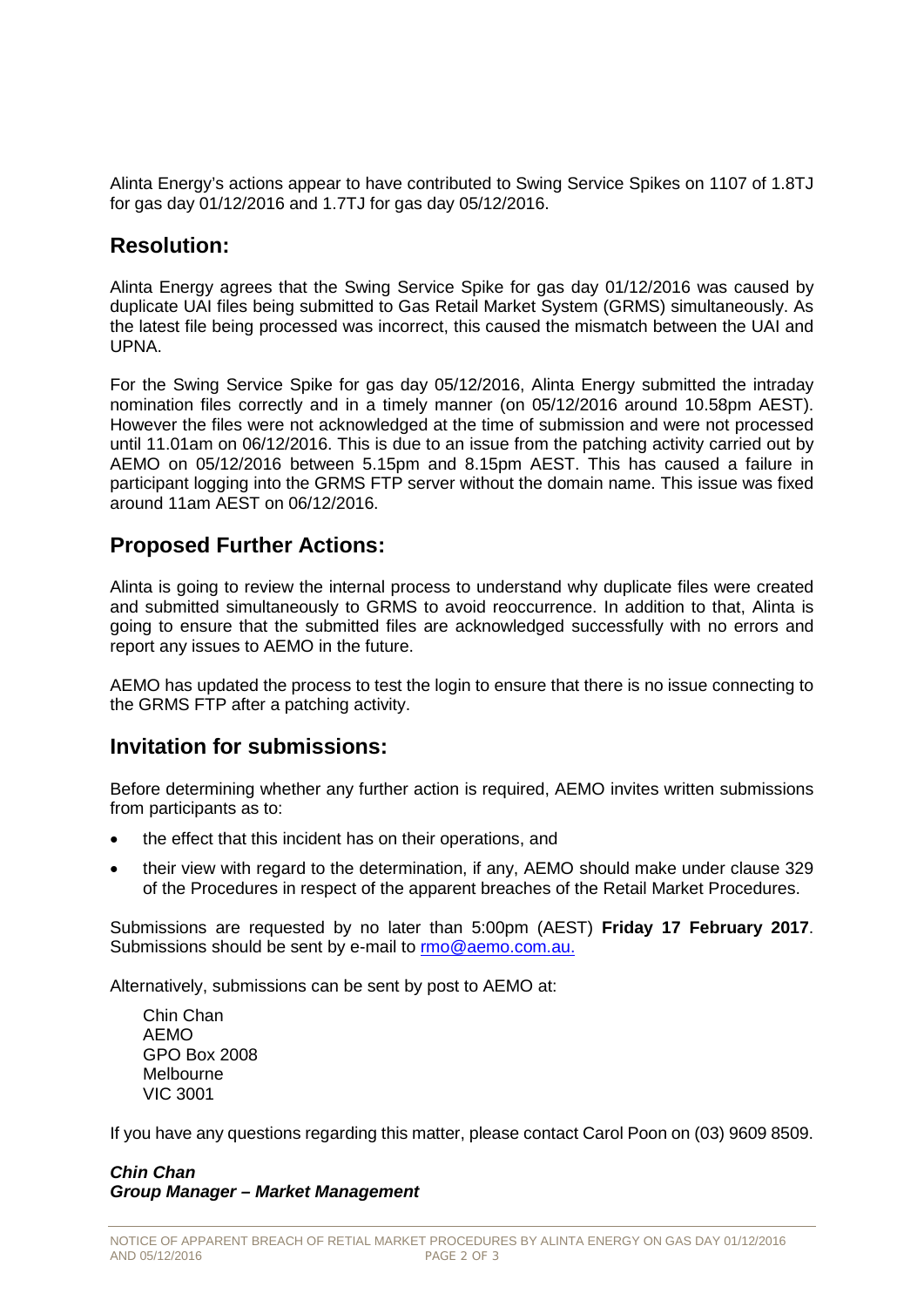Alinta Energy's actions appear to have contributed to Swing Service Spikes on 1107 of 1.8TJ for gas day 01/12/2016 and 1.7TJ for gas day 05/12/2016.

## Resolution:

Alinta Energy agrees that the Swing Service Spike for gas day 01/12/2016 was caused by duplicate UAI files being submitted to Gas Retail Market System (GRMS) simultaneously. As the latest file being processed was incorrect, this caused the mismatch between the UAI and UPNA.

For the Swing Service Spike for gas day 05/12/2016, Alinta Energy submitted the intraday nomination files correctly and in a timely manner (on 05/12/2016 around 10.58pm AEST). However the files were not acknowledged at the time of submission and were not processed until 11.01am on 06/12/2016. This is due to an issue from the patching activity carried out by AEMO on 05/12/2016 between 5.15pm and 8.15pm AEST. This has caused a failure in participant logging into the GRMS FTP server without the domain name. This issue was fixed around 11am AEST on 06/12/2016.

## Proposed Further Actions:

Alinta is going to review the internal process to understand why duplicate files were created and submitted simultaneously to GRMS to avoid reoccurrence. In addition to that, Alinta is going to ensure that the submitted files are acknowledged successfully with no errors and report any issues to AEMO in the future.

AEMO has updated the process to test the login to ensure that there is no issue connecting to the GRMS FTP after a patching activity.

## Invitation for submissions:

Before determining whether any further action is required, AEMO invites written submissions from participants as to:

- the effect that this incident has on their operations, and
- their view with regard to the determination, if any, AEMO should make under clause 329 of the Procedures in respect of the apparent breaches of the Retail Market Procedures.

Submissions are requested by no later than 5:00pm (AEST) **Friday 17 February 2017**. Submissions should be sent by e-mail to rmo@aemo.com.au.

Alternatively, submissions can be sent by post to AEMO at:

Chin Chan
AEMO
GPO Box 2008
Melbourne
VIC 3001

If you have any questions regarding this matter, please contact Carol Poon on (03) 9609 8509.

***Chin Chan***
***Group Manager – Market Management***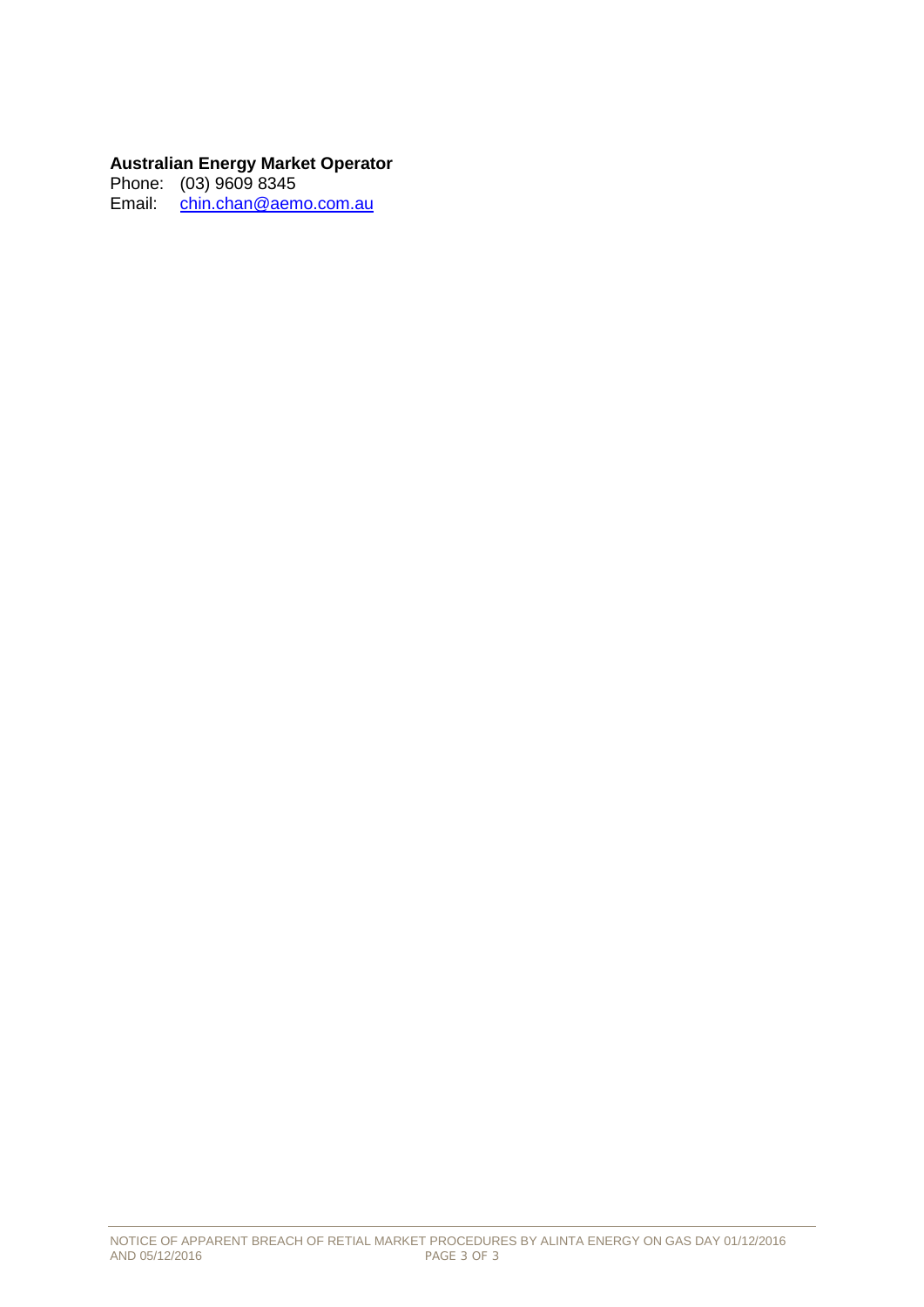**Australian Energy Market Operator**

Phone: (03) 9609 8345

Email: chin.chan@aemo.com.au